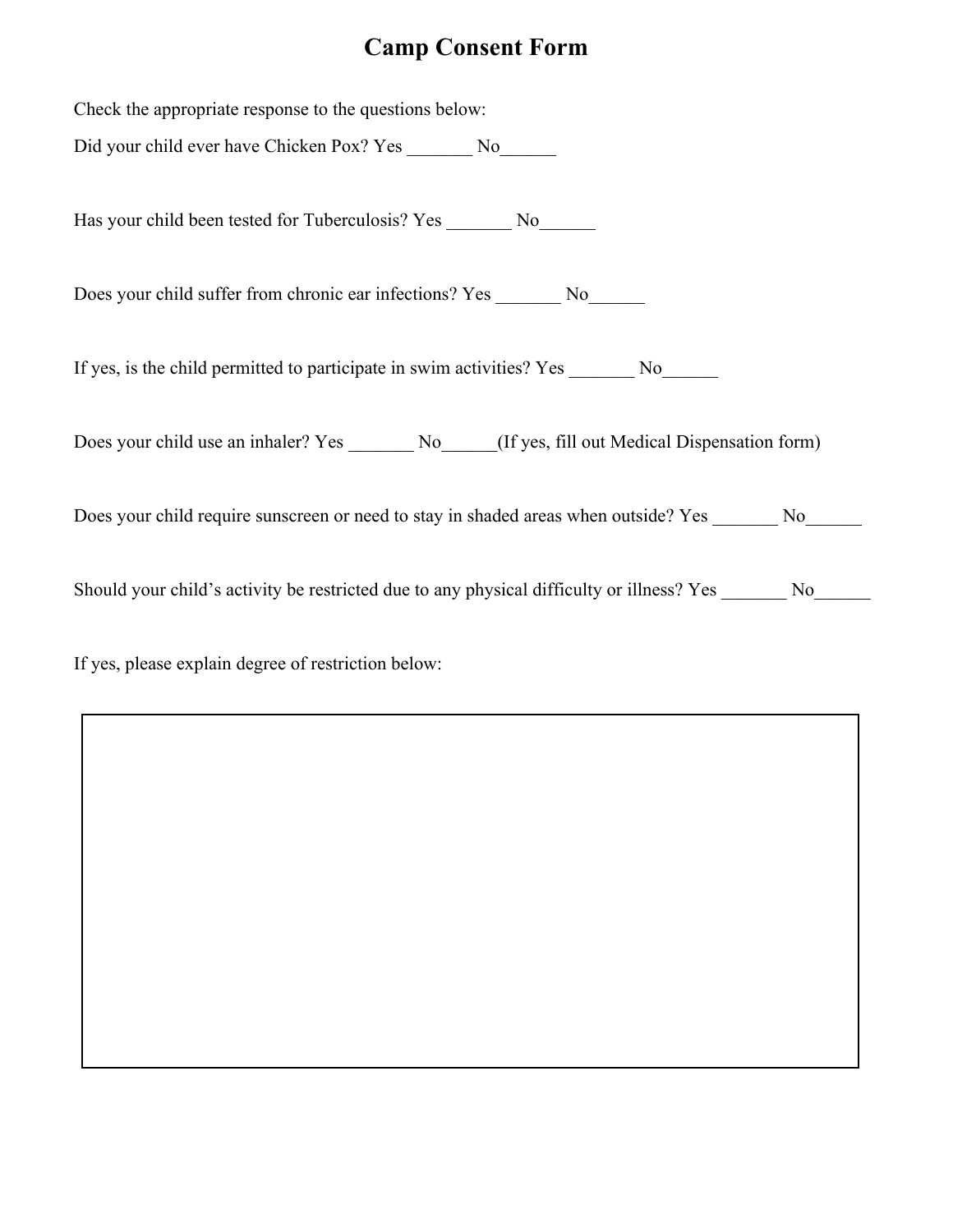# Camp Consent Form

Check the appropriate response to the questions below:

Did your child ever have Chicken Pox? Yes _______ No______

Has your child been tested for Tuberculosis? Yes _______ No______

Does your child suffer from chronic ear infections? Yes _______ No______

If yes, is the child permitted to participate in swim activities? Yes _______ No______

Does your child use an inhaler? Yes _______ No______(If yes, fill out Medical Dispensation form)

Does your child require sunscreen or need to stay in shaded areas when outside? Yes _______ No______

Should your child's activity be restricted due to any physical difficulty or illness? Yes _______ No______

If yes, please explain degree of restriction below: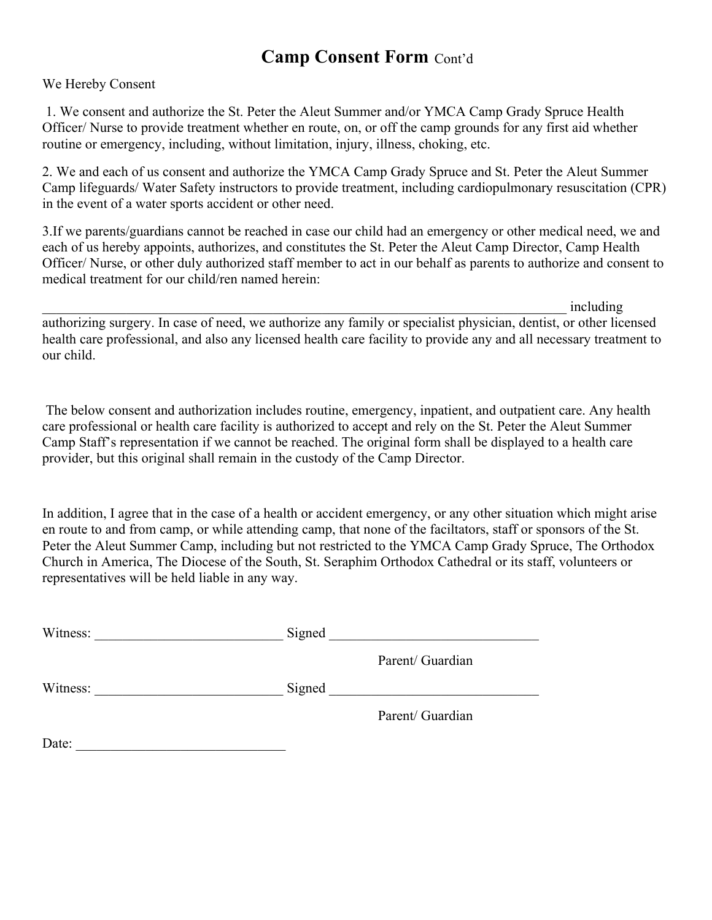# **Camp Consent Form** Cont'd

We Hereby Consent

1. We consent and authorize the St. Peter the Aleut Summer and/or YMCA Camp Grady Spruce Health Officer/ Nurse to provide treatment whether en route, on, or off the camp grounds for any first aid whether routine or emergency, including, without limitation, injury, illness, choking, etc.

2. We and each of us consent and authorize the YMCA Camp Grady Spruce and St. Peter the Aleut Summer Camp lifeguards/ Water Safety instructors to provide treatment, including cardiopulmonary resuscitation (CPR) in the event of a water sports accident or other need.

3.If we parents/guardians cannot be reached in case our child had an emergency or other medical need, we and each of us hereby appoints, authorizes, and constitutes the St. Peter the Aleut Camp Director, Camp Health Officer/ Nurse, or other duly authorized staff member to act in our behalf as parents to authorize and consent to medical treatment for our child/ren named herein:

________________________________________________________________________________ including authorizing surgery. In case of need, we authorize any family or specialist physician, dentist, or other licensed health care professional, and also any licensed health care facility to provide any and all necessary treatment to our child.

The below consent and authorization includes routine, emergency, inpatient, and outpatient care. Any health care professional or health care facility is authorized to accept and rely on the St. Peter the Aleut Summer Camp Staff's representation if we cannot be reached. The original form shall be displayed to a health care provider, but this original shall remain in the custody of the Camp Director.

In addition, I agree that in the case of a health or accident emergency, or any other situation which might arise en route to and from camp, or while attending camp, that none of the faciltators, staff or sponsors of the St. Peter the Aleut Summer Camp, including but not restricted to the YMCA Camp Grady Spruce, The Orthodox Church in America, The Diocese of the South, St. Seraphim Orthodox Cathedral or its staff, volunteers or representatives will be held liable in any way.

Witness: ___________________________ Signed ______________________________

Parent/ Guardian

Witness: ___________________________ Signed ______________________________

Parent/ Guardian

Date: ______________________________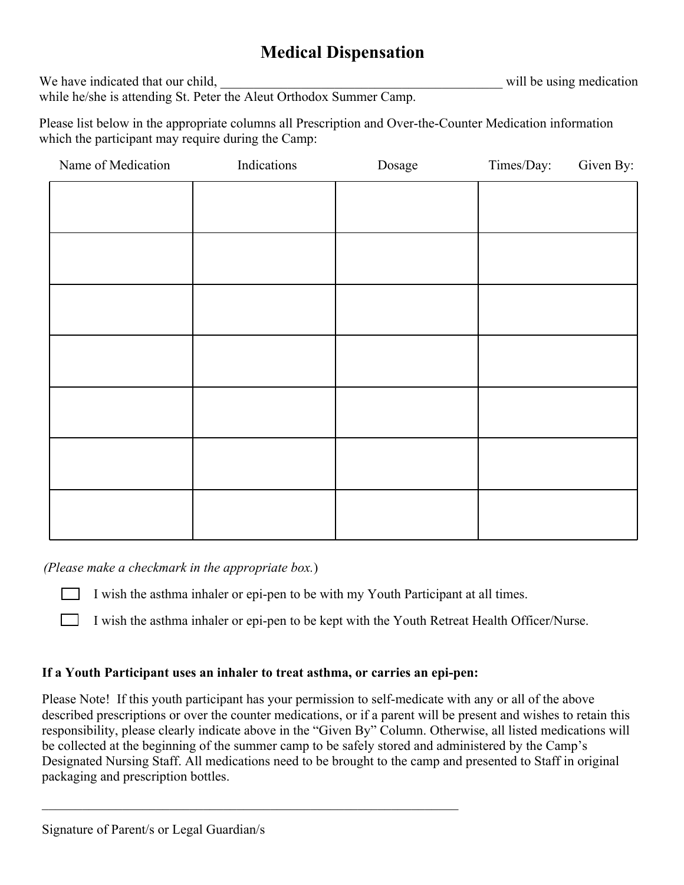# Medical Dispensation

We have indicated that our child, _________________________________________ will be using medication while he/she is attending St. Peter the Aleut Orthodox Summer Camp.

Please list below in the appropriate columns all Prescription and Over-the-Counter Medication information which the participant may require during the Camp:

| Name of Medication | Indications | Dosage | Times/Day: Given By: |
|---|---|---|---|
| | | | |
| | | | |
| | | | |
| | | | |
| | | | |
| | | | |
| | | | |

*(Please make a checkmark in the appropriate box.)*

- ☐ I wish the asthma inhaler or epi-pen to be with my Youth Participant at all times.
- ☐ I wish the asthma inhaler or epi-pen to be kept with the Youth Retreat Health Officer/Nurse.

**If a Youth Participant uses an inhaler to treat asthma, or carries an epi-pen:**

Please Note! If this youth participant has your permission to self-medicate with any or all of the above described prescriptions or over the counter medications, or if a parent will be present and wishes to retain this responsibility, please clearly indicate above in the "Given By" Column. Otherwise, all listed medications will be collected at the beginning of the summer camp to be safely stored and administered by the Camp's Designated Nursing Staff. All medications need to be brought to the camp and presented to Staff in original packaging and prescription bottles.

_________________________________________________________________

Signature of Parent/s or Legal Guardian/s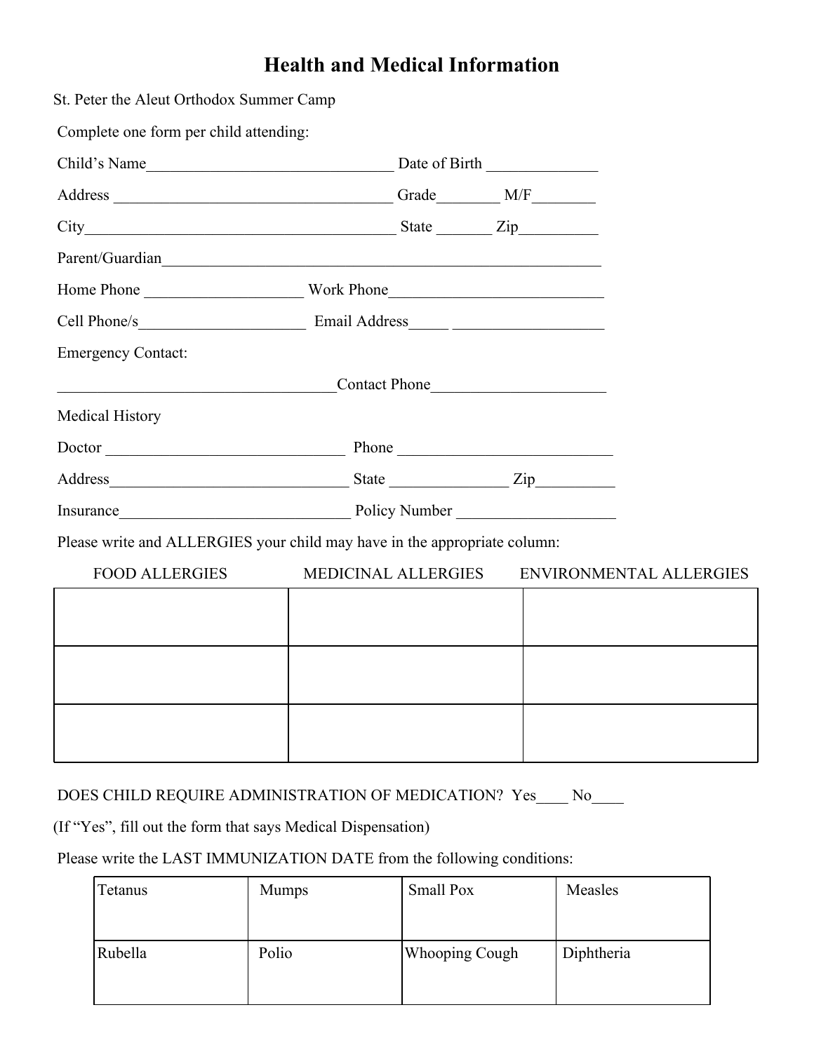# Health and Medical Information

St. Peter the Aleut Orthodox Summer Camp

Complete one form per child attending:

Child's Name_______________________________ Date of Birth ______________

Address ___________________________________ Grade________ M/F________

City_______________________________________ State _______ Zip__________

Parent/Guardian_______________________________________________________

Home Phone ____________________ Work Phone___________________________

Cell Phone/s_____________________ Email Address_____ ___________________

Emergency Contact:

___________________________________Contact Phone______________________

Medical History

Doctor ______________________________ Phone ___________________________

Address______________________________ State _______________ Zip__________

Insurance_____________________________ Policy Number ____________________

Please write and ALLERGIES your child may have in the appropriate column:

| FOOD ALLERGIES | MEDICINAL ALLERGIES | ENVIRONMENTAL ALLERGIES |
|---|---|---|
| | | |
| | | |
| | | |

DOES CHILD REQUIRE ADMINISTRATION OF MEDICATION? Yes____ No____

(If "Yes", fill out the form that says Medical Dispensation)

Please write the LAST IMMUNIZATION DATE from the following conditions:

| Tetanus | Mumps | Small Pox | Measles |
|---|---|---|---|
| Rubella | Polio | Whooping Cough | Diphtheria |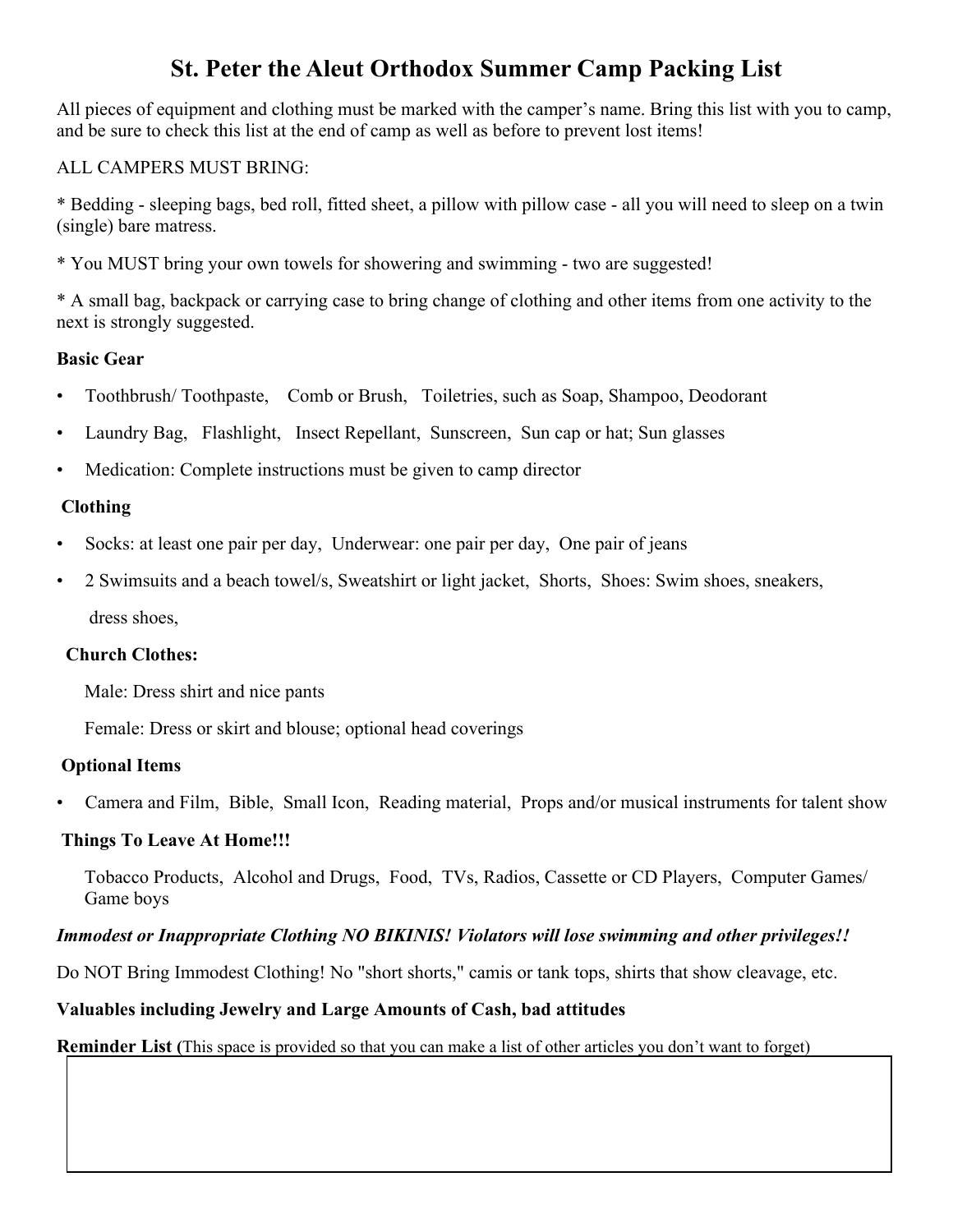# St. Peter the Aleut Orthodox Summer Camp Packing List

All pieces of equipment and clothing must be marked with the camper's name. Bring this list with you to camp, and be sure to check this list at the end of camp as well as before to prevent lost items!

ALL CAMPERS MUST BRING:

* Bedding - sleeping bags, bed roll, fitted sheet, a pillow with pillow case - all you will need to sleep on a twin (single) bare matress.

* You MUST bring your own towels for showering and swimming - two are suggested!

* A small bag, backpack or carrying case to bring change of clothing and other items from one activity to the next is strongly suggested.

**Basic Gear**

- Toothbrush/ Toothpaste, Comb or Brush, Toiletries, such as Soap, Shampoo, Deodorant
- Laundry Bag, Flashlight, Insect Repellant, Sunscreen, Sun cap or hat; Sun glasses
- Medication: Complete instructions must be given to camp director

**Clothing**

- Socks: at least one pair per day, Underwear: one pair per day, One pair of jeans
- 2 Swimsuits and a beach towel/s, Sweatshirt or light jacket, Shorts, Shoes: Swim shoes, sneakers, dress shoes,

**Church Clothes:**

Male: Dress shirt and nice pants

Female: Dress or skirt and blouse; optional head coverings

**Optional Items**

- Camera and Film, Bible, Small Icon, Reading material, Props and/or musical instruments for talent show

**Things To Leave At Home!!!**

Tobacco Products, Alcohol and Drugs, Food, TVs, Radios, Cassette or CD Players, Computer Games/ Game boys

***Immodest or Inappropriate Clothing NO BIKINIS! Violators will lose swimming and other privileges!!***

Do NOT Bring Immodest Clothing! No "short shorts," camis or tank tops, shirts that show cleavage, etc.

**Valuables including Jewelry and Large Amounts of Cash, bad attitudes**

**Reminder List** (This space is provided so that you can make a list of other articles you don't want to forget)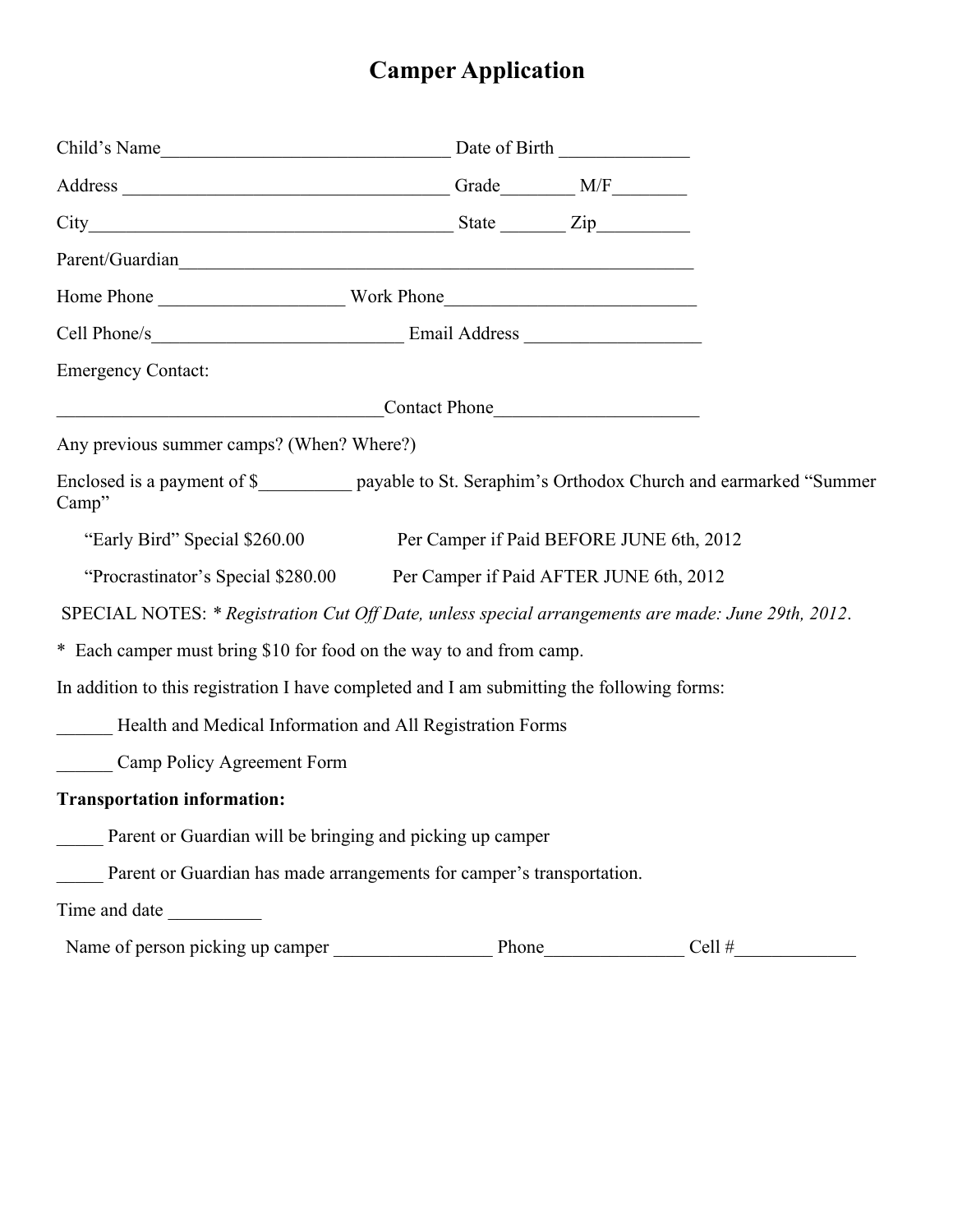# Camper Application

Child's Name_______________________________ Date of Birth ______________

Address ___________________________________ Grade________ M/F________

City_______________________________________ State _______ Zip__________

Parent/Guardian________________________________________________________

Home Phone ____________________ Work Phone___________________________

Cell Phone/s__________________________ Email Address ___________________

Emergency Contact:

___________________________________Contact Phone______________________

Any previous summer camps? (When? Where?)

Enclosed is a payment of $__________ payable to St. Seraphim's Orthodox Church and earmarked "Summer Camp"

"Early Bird" Special $260.00 Per Camper if Paid BEFORE JUNE 6th, 2012

"Procrastinator's Special $280.00 Per Camper if Paid AFTER JUNE 6th, 2012

SPECIAL NOTES: * *Registration Cut Off Date, unless special arrangements are made: June 29th, 2012*.

* Each camper must bring $10 for food on the way to and from camp.

In addition to this registration I have completed and I am submitting the following forms:

______ Health and Medical Information and All Registration Forms

______ Camp Policy Agreement Form

**Transportation information:**

_____ Parent or Guardian will be bringing and picking up camper

_____ Parent or Guardian has made arrangements for camper's transportation.

Time and date __________

Name of person picking up camper _________________ Phone_______________ Cell #_____________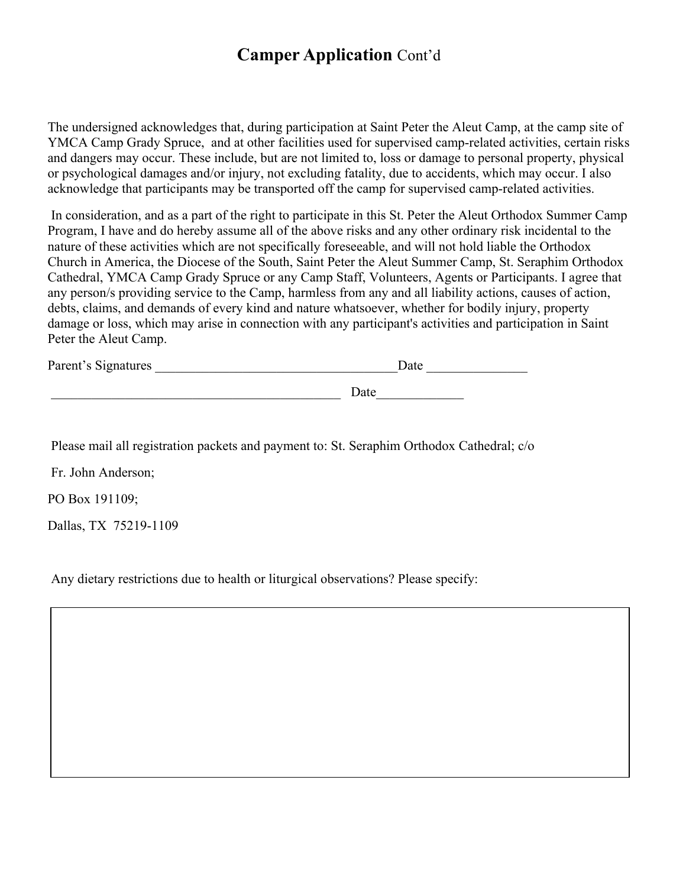# **Camper Application** Cont'd

The undersigned acknowledges that, during participation at Saint Peter the Aleut Camp, at the camp site of YMCA Camp Grady Spruce, and at other facilities used for supervised camp-related activities, certain risks and dangers may occur. These include, but are not limited to, loss or damage to personal property, physical or psychological damages and/or injury, not excluding fatality, due to accidents, which may occur. I also acknowledge that participants may be transported off the camp for supervised camp-related activities.

In consideration, and as a part of the right to participate in this St. Peter the Aleut Orthodox Summer Camp Program, I have and do hereby assume all of the above risks and any other ordinary risk incidental to the nature of these activities which are not specifically foreseeable, and will not hold liable the Orthodox Church in America, the Diocese of the South, Saint Peter the Aleut Summer Camp, St. Seraphim Orthodox Cathedral, YMCA Camp Grady Spruce or any Camp Staff, Volunteers, Agents or Participants. I agree that any person/s providing service to the Camp, harmless from any and all liability actions, causes of action, debts, claims, and demands of every kind and nature whatsoever, whether for bodily injury, property damage or loss, which may arise in connection with any participant's activities and participation in Saint Peter the Aleut Camp.

Parent's Signatures ____________________________________Date _______________

____________________________________________ Date_____________

Please mail all registration packets and payment to: St. Seraphim Orthodox Cathedral; c/o

Fr. John Anderson;

PO Box 191109;

Dallas, TX 75219-1109

Any dietary restrictions due to health or liturgical observations? Please specify: